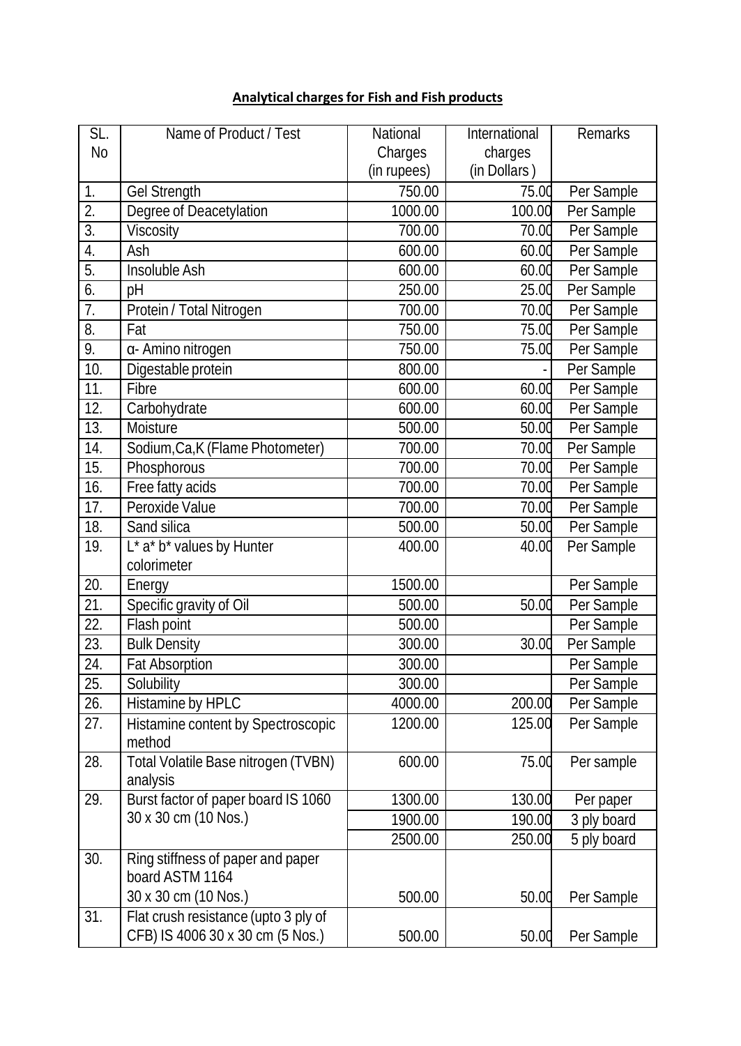**Analytical charges for Fish and Fish products**

| SL. No | Name of Product / Test | National Charges (in rupees) | International charges (in Dollars ) | Remarks |
|---|---|---|---|---|
| 1. | Gel Strength | 750.00 | 75.00 | Per Sample |
| 2. | Degree of Deacetylation | 1000.00 | 100.00 | Per Sample |
| 3. | Viscosity | 700.00 | 70.00 | Per Sample |
| 4. | Ash | 600.00 | 60.00 | Per Sample |
| 5. | Insoluble Ash | 600.00 | 60.00 | Per Sample |
| 6. | pH | 250.00 | 25.00 | Per Sample |
| 7. | Protein / Total Nitrogen | 700.00 | 70.00 | Per Sample |
| 8. | Fat | 750.00 | 75.00 | Per Sample |
| 9. | α- Amino nitrogen | 750.00 | 75.00 | Per Sample |
| 10. | Digestable protein | 800.00 | - | Per Sample |
| 11. | Fibre | 600.00 | 60.00 | Per Sample |
| 12. | Carbohydrate | 600.00 | 60.00 | Per Sample |
| 13. | Moisture | 500.00 | 50.00 | Per Sample |
| 14. | Sodium,Ca,K (Flame Photometer) | 700.00 | 70.00 | Per Sample |
| 15. | Phosphorous | 700.00 | 70.00 | Per Sample |
| 16. | Free fatty acids | 700.00 | 70.00 | Per Sample |
| 17. | Peroxide Value | 700.00 | 70.00 | Per Sample |
| 18. | Sand silica | 500.00 | 50.00 | Per Sample |
| 19. | L* a* b* values by Hunter colorimeter | 400.00 | 40.00 | Per Sample |
| 20. | Energy | 1500.00 | | Per Sample |
| 21. | Specific gravity of Oil | 500.00 | 50.00 | Per Sample |
| 22. | Flash point | 500.00 | | Per Sample |
| 23. | Bulk Density | 300.00 | 30.00 | Per Sample |
| 24. | Fat Absorption | 300.00 | | Per Sample |
| 25. | Solubility | 300.00 | | Per Sample |
| 26. | Histamine by HPLC | 4000.00 | 200.00 | Per Sample |
| 27. | Histamine content by Spectroscopic method | 1200.00 | 125.00 | Per Sample |
| 28. | Total Volatile Base nitrogen (TVBN) analysis | 600.00 | 75.00 | Per sample |
| 29. | Burst factor of paper board IS 1060 30 x 30 cm (10 Nos.) | 1300.00 | 130.00 | Per paper |
| | | 1900.00 | 190.00 | 3 ply board |
| | | 2500.00 | 250.00 | 5 ply board |
| 30. | Ring stiffness of paper and paper board ASTM 1164 30 x 30 cm (10 Nos.) | 500.00 | 50.00 | Per Sample |
| 31. | Flat crush resistance (upto 3 ply of CFB) IS 4006 30 x 30 cm (5 Nos.) | 500.00 | 50.00 | Per Sample |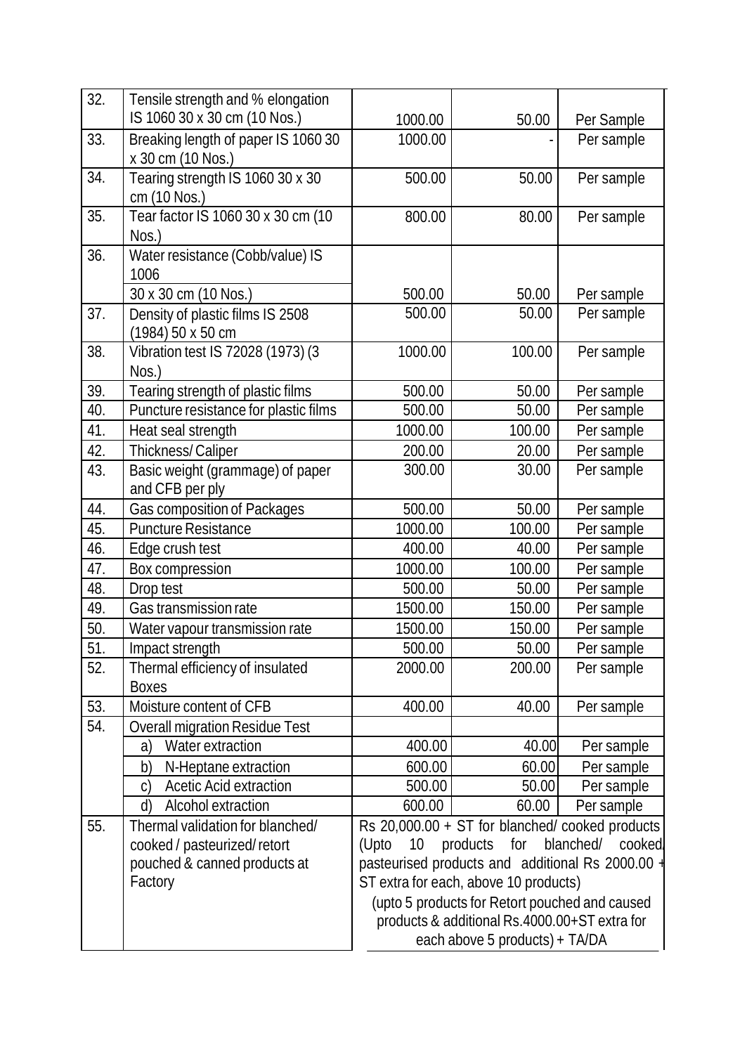| | | | | |
|---|---|---|---|---|
| 32. | Tensile strength and % elongation IS 1060 30 x 30 cm (10 Nos.) | 1000.00 | 50.00 | Per Sample |
| 33. | Breaking length of paper IS 1060 30 x 30 cm (10 Nos.) | 1000.00 | - | Per sample |
| 34. | Tearing strength IS 1060 30 x 30 cm (10 Nos.) | 500.00 | 50.00 | Per sample |
| 35. | Tear factor IS 1060 30 x 30 cm (10 Nos.) | 800.00 | 80.00 | Per sample |
| 36. | Water resistance (Cobb/value) IS 1006 30 x 30 cm (10 Nos.) | 500.00 | 50.00 | Per sample |
| 37. | Density of plastic films IS 2508 (1984) 50 x 50 cm | 500.00 | 50.00 | Per sample |
| 38. | Vibration test IS 72028 (1973) (3 Nos.) | 1000.00 | 100.00 | Per sample |
| 39. | Tearing strength of plastic films | 500.00 | 50.00 | Per sample |
| 40. | Puncture resistance for plastic films | 500.00 | 50.00 | Per sample |
| 41. | Heat seal strength | 1000.00 | 100.00 | Per sample |
| 42. | Thickness/ Caliper | 200.00 | 20.00 | Per sample |
| 43. | Basic weight (grammage) of paper and CFB per ply | 300.00 | 30.00 | Per sample |
| 44. | Gas composition of Packages | 500.00 | 50.00 | Per sample |
| 45. | Puncture Resistance | 1000.00 | 100.00 | Per sample |
| 46. | Edge crush test | 400.00 | 40.00 | Per sample |
| 47. | Box compression | 1000.00 | 100.00 | Per sample |
| 48. | Drop test | 500.00 | 50.00 | Per sample |
| 49. | Gas transmission rate | 1500.00 | 150.00 | Per sample |
| 50. | Water vapour transmission rate | 1500.00 | 150.00 | Per sample |
| 51. | Impact strength | 500.00 | 50.00 | Per sample |
| 52. | Thermal efficiency of insulated Boxes | 2000.00 | 200.00 | Per sample |
| 53. | Moisture content of CFB | 400.00 | 40.00 | Per sample |
| 54. | Overall migration Residue Test | | | |
| | a) Water extraction | 400.00 | 40.00 | Per sample |
| | b) N-Heptane extraction | 600.00 | 60.00 | Per sample |
| | c) Acetic Acid extraction | 500.00 | 50.00 | Per sample |
| | d) Alcohol extraction | 600.00 | 60.00 | Per sample |
| 55. | Thermal validation for blanched/ cooked / pasteurized/ retort pouched & canned products at Factory | Rs 20,000.00 + ST for blanched/ cooked products (Upto 10 products for blanched/ cooked/ pasteurised products and additional Rs 2000.00 + ST extra for each, above 10 products) (upto 5 products for Retort pouched and caused products & additional Rs.4000.00+ST extra for each above 5 products) + TA/DA | | |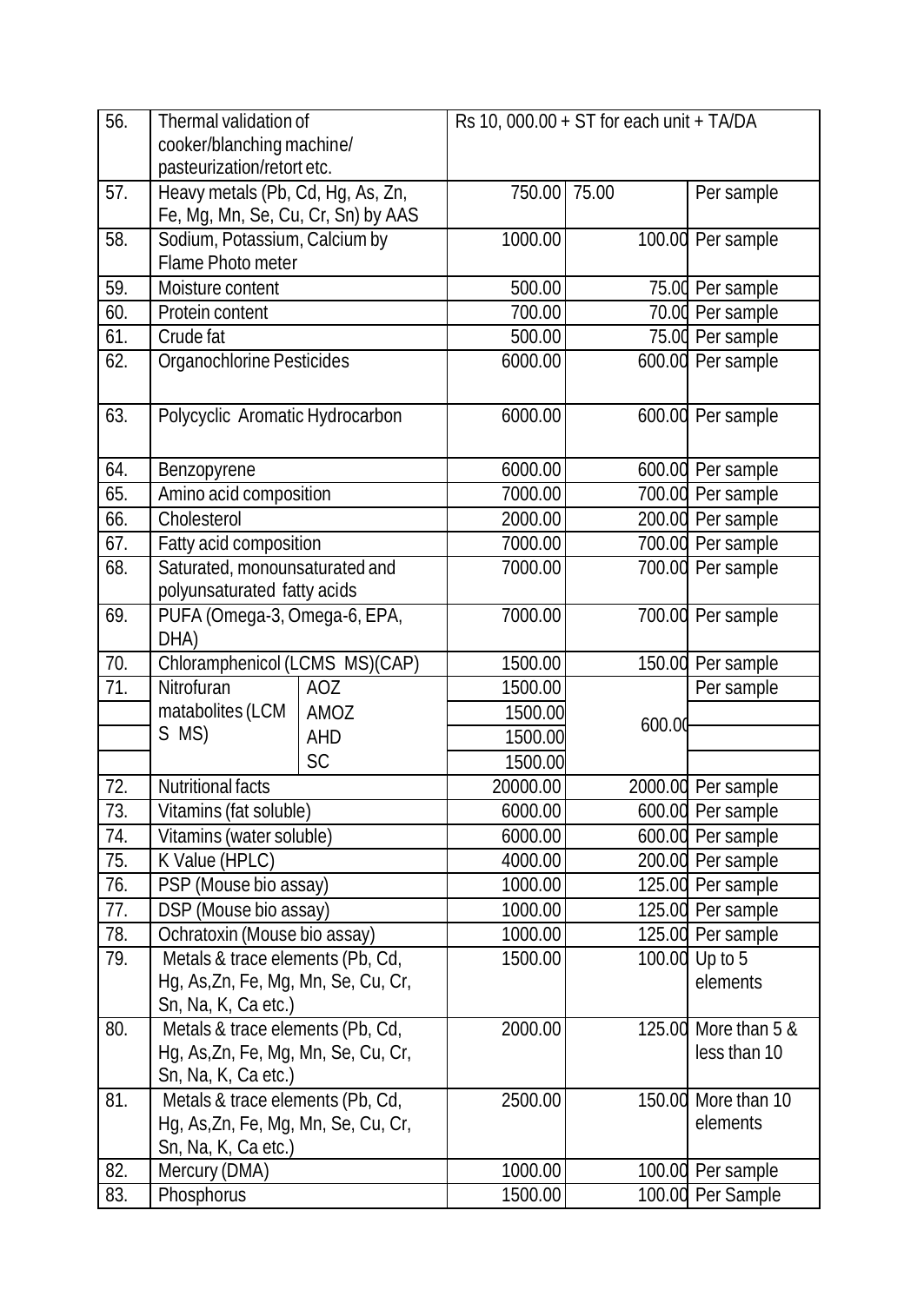| | | | | |
|---|---|---|---|---|
| 56. | Thermal validation of cooker/blanching machine/ pasteurization/retort etc. | Rs 10, 000.00 + ST for each unit + TA/DA | | |
| 57. | Heavy metals (Pb, Cd, Hg, As, Zn, Fe, Mg, Mn, Se, Cu, Cr, Sn) by AAS | 750.00 | 75.00 | Per sample |
| 58. | Sodium, Potassium, Calcium by Flame Photo meter | 1000.00 | 100.00 | Per sample |
| 59. | Moisture content | 500.00 | 75.00 | Per sample |
| 60. | Protein content | 700.00 | 70.00 | Per sample |
| 61. | Crude fat | 500.00 | 75.00 | Per sample |
| 62. | Organochlorine Pesticides | 6000.00 | 600.00 | Per sample |
| 63. | Polycyclic Aromatic Hydrocarbon | 6000.00 | 600.00 | Per sample |
| 64. | Benzopyrene | 6000.00 | 600.00 | Per sample |
| 65. | Amino acid composition | 7000.00 | 700.00 | Per sample |
| 66. | Cholesterol | 2000.00 | 200.00 | Per sample |
| 67. | Fatty acid composition | 7000.00 | 700.00 | Per sample |
| 68. | Saturated, monounsaturated and polyunsaturated fatty acids | 7000.00 | 700.00 | Per sample |
| 69. | PUFA (Omega-3, Omega-6, EPA, DHA) | 7000.00 | 700.00 | Per sample |
| 70. | Chloramphenicol (LCMS MS)(CAP) | 1500.00 | 150.00 | Per sample |
| 71. | Nitrofuran matabolites (LCM S MS) AOZ | 1500.00 | 600.00 | Per sample |
| | AMOZ | 1500.00 | | |
| | AHD | 1500.00 | | |
| | SC | 1500.00 | | |
| 72. | Nutritional facts | 20000.00 | 2000.00 | Per sample |
| 73. | Vitamins (fat soluble) | 6000.00 | 600.00 | Per sample |
| 74. | Vitamins (water soluble) | 6000.00 | 600.00 | Per sample |
| 75. | K Value (HPLC) | 4000.00 | 200.00 | Per sample |
| 76. | PSP (Mouse bio assay) | 1000.00 | 125.00 | Per sample |
| 77. | DSP (Mouse bio assay) | 1000.00 | 125.00 | Per sample |
| 78. | Ochratoxin (Mouse bio assay) | 1000.00 | 125.00 | Per sample |
| 79. | Metals & trace elements (Pb, Cd, Hg, As,Zn, Fe, Mg, Mn, Se, Cu, Cr, Sn, Na, K, Ca etc.) | 1500.00 | 100.00 | Up to 5 elements |
| 80. | Metals & trace elements (Pb, Cd, Hg, As,Zn, Fe, Mg, Mn, Se, Cu, Cr, Sn, Na, K, Ca etc.) | 2000.00 | 125.00 | More than 5 & less than 10 |
| 81. | Metals & trace elements (Pb, Cd, Hg, As,Zn, Fe, Mg, Mn, Se, Cu, Cr, Sn, Na, K, Ca etc.) | 2500.00 | 150.00 | More than 10 elements |
| 82. | Mercury (DMA) | 1000.00 | 100.00 | Per sample |
| 83. | Phosphorus | 1500.00 | 100.00 | Per Sample |